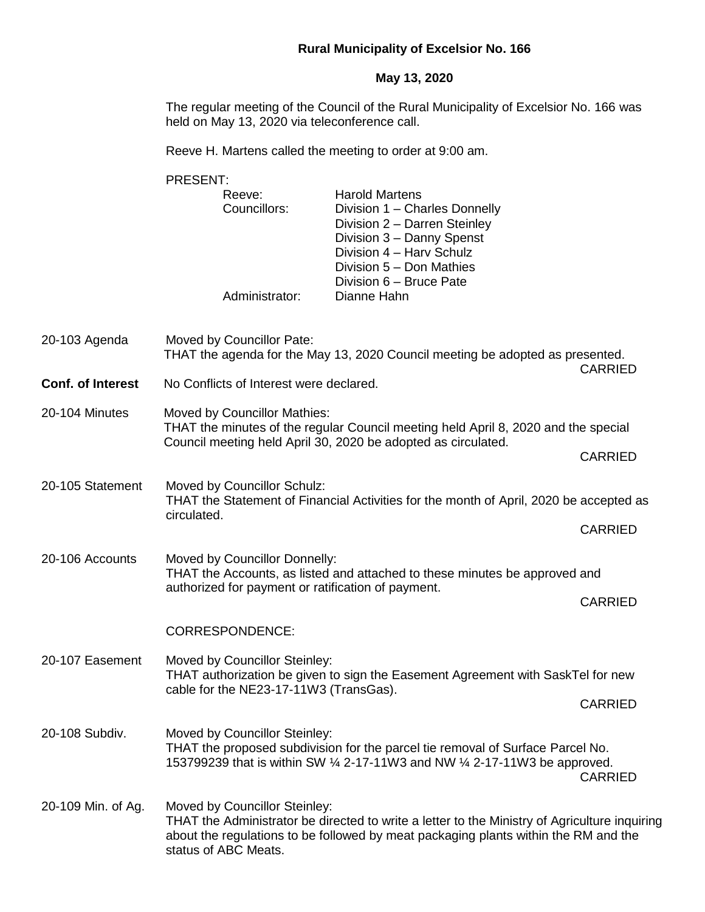# Rural Municipality of Excelsior No. 166

## May 13, 2020

The regular meeting of the Council of the Rural Municipality of Excelsior No. 166 was held on May 13, 2020 via teleconference call.

Reeve H. Martens called the meeting to order at 9:00 am.

PRESENT:

| | |
|---|---|
| Reeve: | Harold Martens |
| Councillors: | Division 1 – Charles Donnelly |
| | Division 2 – Darren Steinley |
| | Division 3 – Danny Spenst |
| | Division 4 – Harv Schulz |
| | Division 5 – Don Mathies |
| | Division 6 – Bruce Pate |
| Administrator: | Dianne Hahn |

**20-103 Agenda** Moved by Councillor Pate:
THAT the agenda for the May 13, 2020 Council meeting be adopted as presented.
CARRIED

**Conf. of Interest** No Conflicts of Interest were declared.

**20-104 Minutes** Moved by Councillor Mathies:
THAT the minutes of the regular Council meeting held April 8, 2020 and the special Council meeting held April 30, 2020 be adopted as circulated.
CARRIED

**20-105 Statement** Moved by Councillor Schulz:
THAT the Statement of Financial Activities for the month of April, 2020 be accepted as circulated.
CARRIED

**20-106 Accounts** Moved by Councillor Donnelly:
THAT the Accounts, as listed and attached to these minutes be approved and authorized for payment or ratification of payment.
CARRIED

CORRESPONDENCE:

**20-107 Easement** Moved by Councillor Steinley:
THAT authorization be given to sign the Easement Agreement with SaskTel for new cable for the NE23-17-11W3 (TransGas).
CARRIED

**20-108 Subdiv.** Moved by Councillor Steinley:
THAT the proposed subdivision for the parcel tie removal of Surface Parcel No. 153799239 that is within SW ¼ 2-17-11W3 and NW ¼ 2-17-11W3 be approved.
CARRIED

**20-109 Min. of Ag.** Moved by Councillor Steinley:
THAT the Administrator be directed to write a letter to the Ministry of Agriculture inquiring about the regulations to be followed by meat packaging plants within the RM and the status of ABC Meats.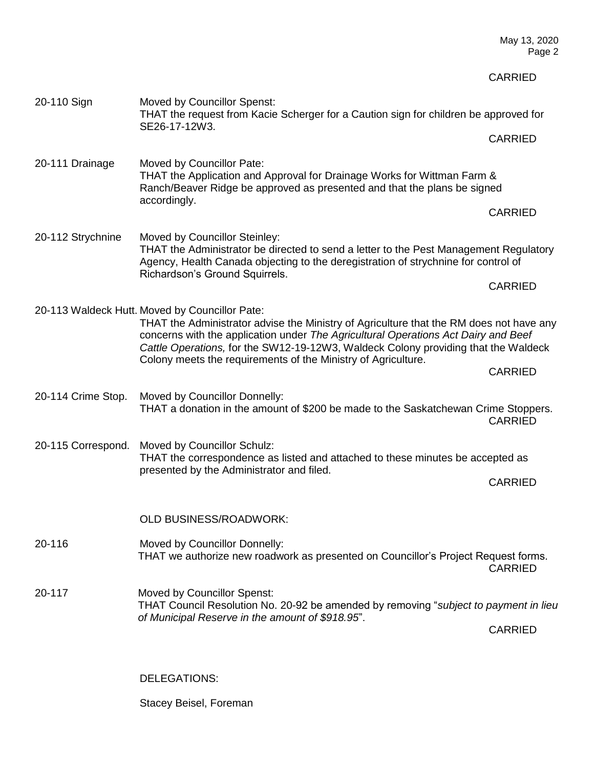CARRIED

**20-110 Sign** — Moved by Councillor Spenst:
THAT the request from Kacie Scherger for a Caution sign for children be approved for SE26-17-12W3.

CARRIED

**20-111 Drainage** — Moved by Councillor Pate:
THAT the Application and Approval for Drainage Works for Wittman Farm & Ranch/Beaver Ridge be approved as presented and that the plans be signed accordingly.

CARRIED

**20-112 Strychnine** — Moved by Councillor Steinley:
THAT the Administrator be directed to send a letter to the Pest Management Regulatory Agency, Health Canada objecting to the deregistration of strychnine for control of Richardson's Ground Squirrels.

CARRIED

**20-113 Waldeck Hutt.** Moved by Councillor Pate:
THAT the Administrator advise the Ministry of Agriculture that the RM does not have any concerns with the application under *The Agricultural Operations Act Dairy and Beef Cattle Operations,* for the SW12-19-12W3, Waldeck Colony providing that the Waldeck Colony meets the requirements of the Ministry of Agriculture.

CARRIED

**20-114 Crime Stop.** Moved by Councillor Donnelly:
THAT a donation in the amount of $200 be made to the Saskatchewan Crime Stoppers.

CARRIED

**20-115 Correspond.** Moved by Councillor Schulz:
THAT the correspondence as listed and attached to these minutes be accepted as presented by the Administrator and filed.

CARRIED

OLD BUSINESS/ROADWORK:

**20-116** Moved by Councillor Donnelly:
THAT we authorize new roadwork as presented on Councillor's Project Request forms.

CARRIED

**20-117** Moved by Councillor Spenst:
THAT Council Resolution No. 20-92 be amended by removing "*subject to payment in lieu of Municipal Reserve in the amount of $918.95*".

CARRIED

DELEGATIONS:

Stacey Beisel, Foreman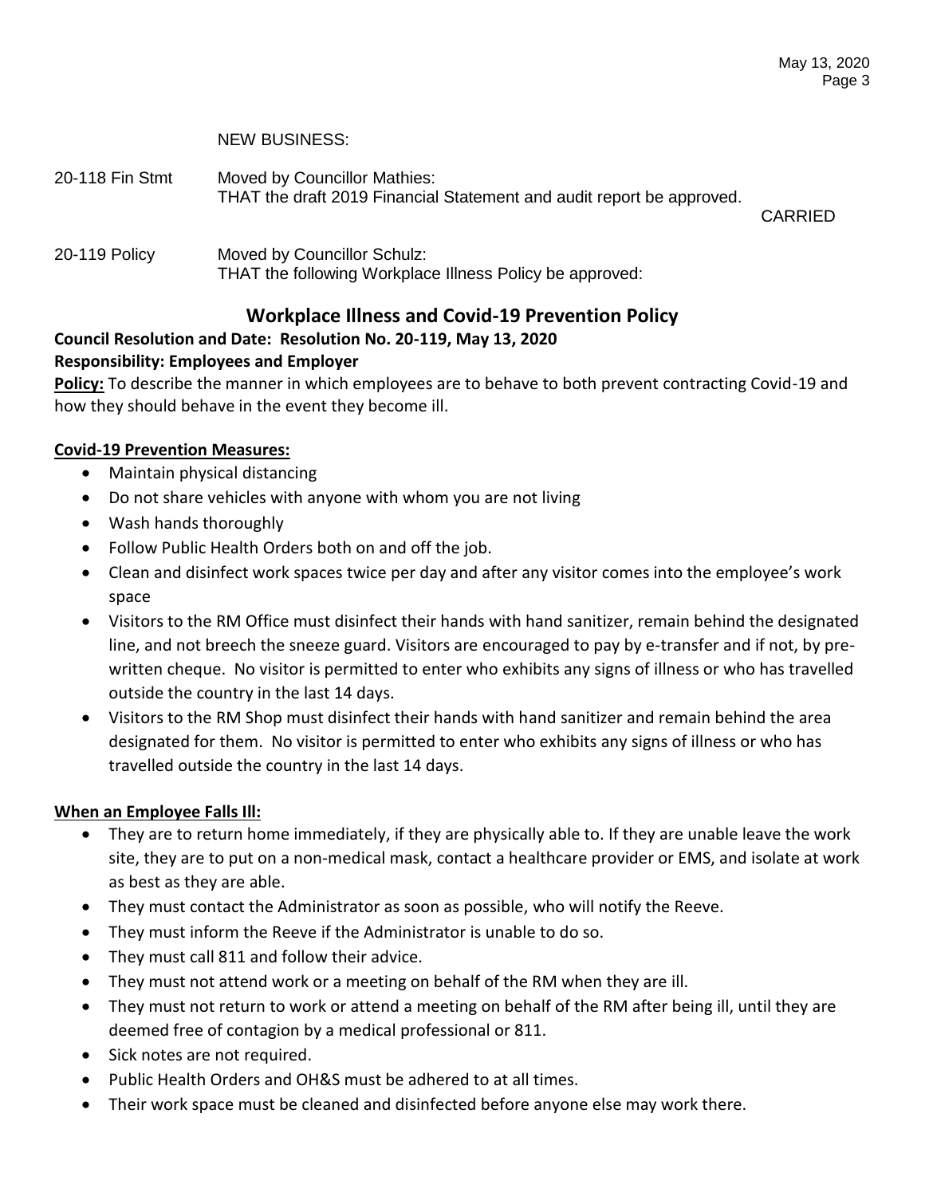NEW BUSINESS:

20-118 Fin Stmt Moved by Councillor Mathies:
THAT the draft 2019 Financial Statement and audit report be approved.

CARRIED

20-119 Policy Moved by Councillor Schulz:
THAT the following Workplace Illness Policy be approved:

## Workplace Illness and Covid-19 Prevention Policy

**Council Resolution and Date: Resolution No. 20-119, May 13, 2020**

**Responsibility: Employees and Employer**

**Policy:** To describe the manner in which employees are to behave to both prevent contracting Covid-19 and how they should behave in the event they become ill.

**Covid-19 Prevention Measures:**

- Maintain physical distancing
- Do not share vehicles with anyone with whom you are not living
- Wash hands thoroughly
- Follow Public Health Orders both on and off the job.
- Clean and disinfect work spaces twice per day and after any visitor comes into the employee's work space
- Visitors to the RM Office must disinfect their hands with hand sanitizer, remain behind the designated line, and not breech the sneeze guard. Visitors are encouraged to pay by e-transfer and if not, by pre-written cheque. No visitor is permitted to enter who exhibits any signs of illness or who has travelled outside the country in the last 14 days.
- Visitors to the RM Shop must disinfect their hands with hand sanitizer and remain behind the area designated for them. No visitor is permitted to enter who exhibits any signs of illness or who has travelled outside the country in the last 14 days.

**When an Employee Falls Ill:**

- They are to return home immediately, if they are physically able to. If they are unable leave the work site, they are to put on a non-medical mask, contact a healthcare provider or EMS, and isolate at work as best as they are able.
- They must contact the Administrator as soon as possible, who will notify the Reeve.
- They must inform the Reeve if the Administrator is unable to do so.
- They must call 811 and follow their advice.
- They must not attend work or a meeting on behalf of the RM when they are ill.
- They must not return to work or attend a meeting on behalf of the RM after being ill, until they are deemed free of contagion by a medical professional or 811.
- Sick notes are not required.
- Public Health Orders and OH&S must be adhered to at all times.
- Their work space must be cleaned and disinfected before anyone else may work there.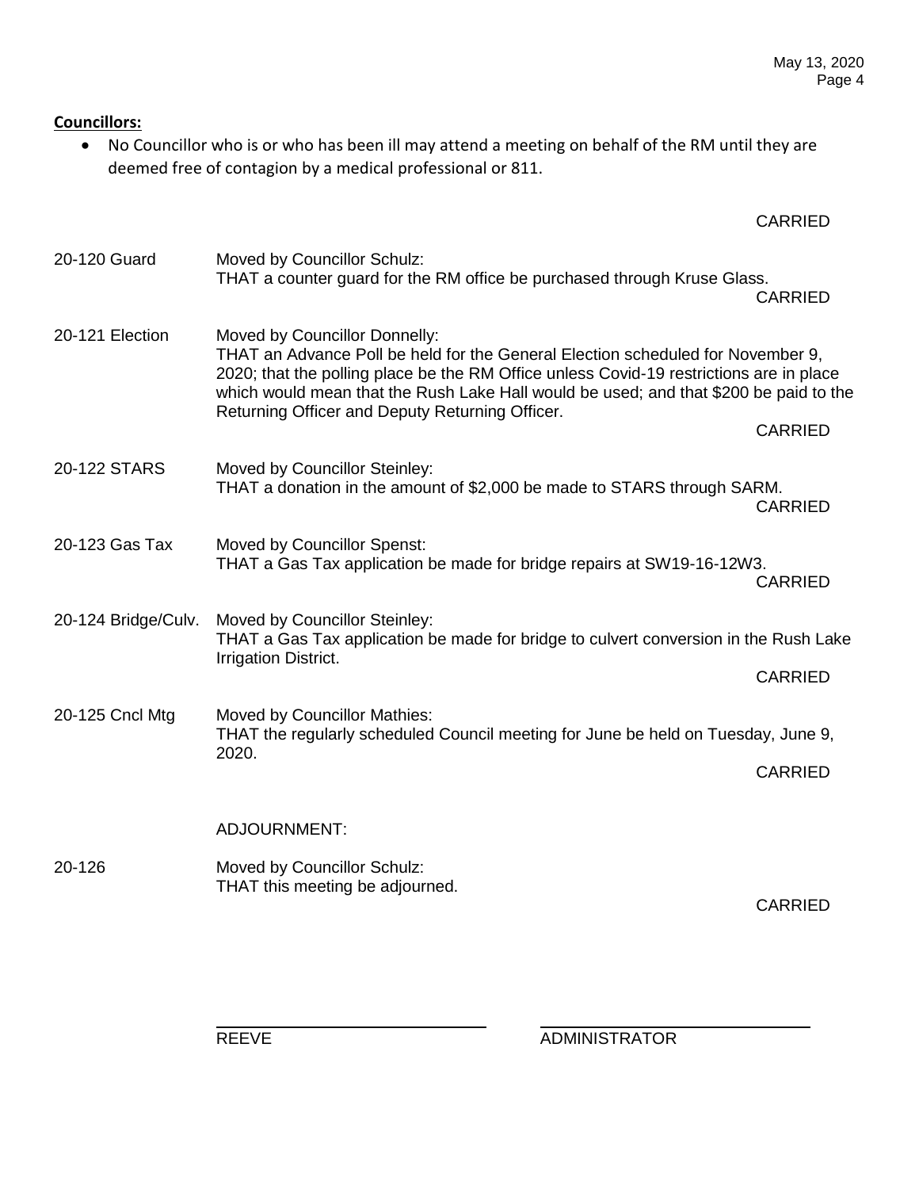**Councillors:**

- No Councillor who is or who has been ill may attend a meeting on behalf of the RM until they are deemed free of contagion by a medical professional or 811.

CARRIED

20-120 Guard
Moved by Councillor Schulz:
THAT a counter guard for the RM office be purchased through Kruse Glass.
CARRIED

20-121 Election
Moved by Councillor Donnelly:
THAT an Advance Poll be held for the General Election scheduled for November 9, 2020; that the polling place be the RM Office unless Covid-19 restrictions are in place which would mean that the Rush Lake Hall would be used; and that $200 be paid to the Returning Officer and Deputy Returning Officer.
CARRIED

20-122 STARS
Moved by Councillor Steinley:
THAT a donation in the amount of $2,000 be made to STARS through SARM.
CARRIED

20-123 Gas Tax
Moved by Councillor Spenst:
THAT a Gas Tax application be made for bridge repairs at SW19-16-12W3.
CARRIED

20-124 Bridge/Culv.
Moved by Councillor Steinley:
THAT a Gas Tax application be made for bridge to culvert conversion in the Rush Lake Irrigation District.
CARRIED

20-125 Cncl Mtg
Moved by Councillor Mathies:
THAT the regularly scheduled Council meeting for June be held on Tuesday, June 9, 2020.
CARRIED

ADJOURNMENT:

20-126
Moved by Councillor Schulz:
THAT this meeting be adjourned.
CARRIED

REEVE

ADMINISTRATOR